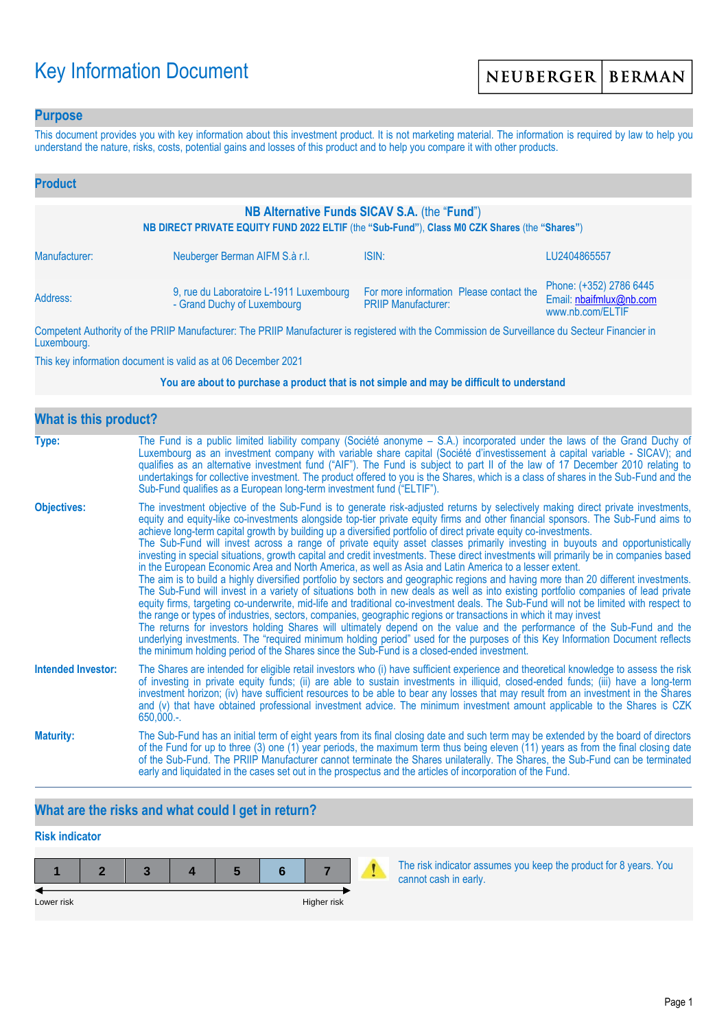# Key Information Document

NEUBERGER | BERMAN

## Purpose

This document provides you with key information about this investment product. It is not marketing material. The information is required by law to help you understand the nature, risks, costs, potential gains and losses of this product and to help you compare it with other products.

## Product

**NB Alternative Funds SICAV S.A.** (the "**Fund**")

**NB DIRECT PRIVATE EQUITY FUND 2022 ELTIF** (the **"Sub-Fund"**), **Class M0 CZK Shares** (the **"Shares"**)

| | | | |
|---|---|---|---|
| Manufacturer: | Neuberger Berman AIFM S.à r.l. | ISIN: | LU2404865557 |
| Address: | 9, rue du Laboratoire L-1911 Luxembourg - Grand Duchy of Luxembourg | For more information Please contact the PRIIP Manufacturer: | Phone: (+352) 2786 6445<br>Email: nbaifmlux@nb.com<br>www.nb.com/ELTIF |

Competent Authority of the PRIIP Manufacturer: The PRIIP Manufacturer is registered with the Commission de Surveillance du Secteur Financier in Luxembourg.

This key information document is valid as at 06 December 2021

**You are about to purchase a product that is not simple and may be difficult to understand**

## What is this product?

**Type:** The Fund is a public limited liability company (Société anonyme – S.A.) incorporated under the laws of the Grand Duchy of Luxembourg as an investment company with variable share capital (Société d'investissement à capital variable - SICAV); and qualifies as an alternative investment fund ("AIF"). The Fund is subject to part II of the law of 17 December 2010 relating to undertakings for collective investment. The product offered to you is the Shares, which is a class of shares in the Sub-Fund and the Sub-Fund qualifies as a European long-term investment fund ("ELTIF").

**Objectives:** The investment objective of the Sub-Fund is to generate risk-adjusted returns by selectively making direct private investments, equity and equity-like co-investments alongside top-tier private equity firms and other financial sponsors. The Sub-Fund aims to achieve long-term capital growth by building up a diversified portfolio of direct private equity co-investments.
The Sub-Fund will invest across a range of private equity asset classes primarily investing in buyouts and opportunistically investing in special situations, growth capital and credit investments. These direct investments will primarily be in companies based in the European Economic Area and North America, as well as Asia and Latin America to a lesser extent.
The aim is to build a highly diversified portfolio by sectors and geographic regions and having more than 20 different investments. The Sub-Fund will invest in a variety of situations both in new deals as well as into existing portfolio companies of lead private equity firms, targeting co-underwrite, mid-life and traditional co-investment deals. The Sub-Fund will not be limited with respect to the range or types of industries, sectors, companies, geographic regions or transactions in which it may invest
The returns for investors holding Shares will ultimately depend on the value and the performance of the Sub-Fund and the underlying investments. The "required minimum holding period" used for the purposes of this Key Information Document reflects the minimum holding period of the Shares since the Sub-Fund is a closed-ended investment.

**Intended Investor:** The Shares are intended for eligible retail investors who (i) have sufficient experience and theoretical knowledge to assess the risk of investing in private equity funds; (ii) are able to sustain investments in illiquid, closed-ended funds; (iii) have a long-term investment horizon; (iv) have sufficient resources to be able to bear any losses that may result from an investment in the Shares and (v) that have obtained professional investment advice. The minimum investment amount applicable to the Shares is CZK 650,000.-.

**Maturity:** The Sub-Fund has an initial term of eight years from its final closing date and such term may be extended by the board of directors of the Fund for up to three (3) one (1) year periods, the maximum term thus being eleven (11) years as from the final closing date of the Sub-Fund. The PRIIP Manufacturer cannot terminate the Shares unilaterally. The Shares, the Sub-Fund can be terminated early and liquidated in the cases set out in the prospectus and the articles of incorporation of the Fund.

## What are the risks and what could I get in return?

### Risk indicator

| 1 | 2 | 3 | 4 | 5 | **6** | 7 |
|---|---|---|---|---|---|---|

Lower risk ← → Higher risk

The risk indicator assumes you keep the product for 8 years. You cannot cash in early.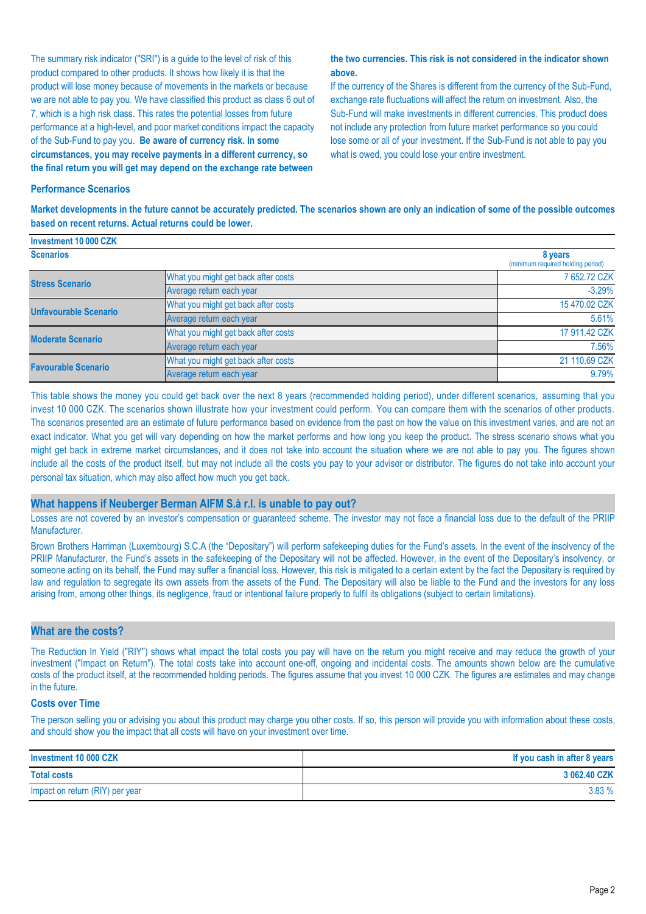The summary risk indicator ("SRI") is a guide to the level of risk of this product compared to other products. It shows how likely it is that the product will lose money because of movements in the markets or because we are not able to pay you. We have classified this product as class 6 out of 7, which is a high risk class. This rates the potential losses from future performance at a high-level, and poor market conditions impact the capacity of the Sub-Fund to pay you. **Be aware of currency risk. In some circumstances, you may receive payments in a different currency, so the final return you will get may depend on the exchange rate between the two currencies. This risk is not considered in the indicator shown above.**

If the currency of the Shares is different from the currency of the Sub-Fund, exchange rate fluctuations will affect the return on investment. Also, the Sub-Fund will make investments in different currencies. This product does not include any protection from future market performance so you could lose some or all of your investment. If the Sub-Fund is not able to pay you what is owed, you could lose your entire investment.

### Performance Scenarios

**Market developments in the future cannot be accurately predicted. The scenarios shown are only an indication of some of the possible outcomes based on recent returns. Actual returns could be lower.**

| Investment 10 000 CZK | | |
|---|---|---|
| **Scenarios** | | **8 years** (minimum required holding period) |
| **Stress Scenario** | What you might get back after costs | 7 652.72 CZK |
| | Average return each year | -3.29% |
| **Unfavourable Scenario** | What you might get back after costs | 15 470.02 CZK |
| | Average return each year | 5.61% |
| **Moderate Scenario** | What you might get back after costs | 17 911.42 CZK |
| | Average return each year | 7.56% |
| **Favourable Scenario** | What you might get back after costs | 21 110.69 CZK |
| | Average return each year | 9.79% |

This table shows the money you could get back over the next 8 years (recommended holding period), under different scenarios, assuming that you invest 10 000 CZK. The scenarios shown illustrate how your investment could perform. You can compare them with the scenarios of other products. The scenarios presented are an estimate of future performance based on evidence from the past on how the value on this investment varies, and are not an exact indicator. What you get will vary depending on how the market performs and how long you keep the product. The stress scenario shows what you might get back in extreme market circumstances, and it does not take into account the situation where we are not able to pay you. The figures shown include all the costs of the product itself, but may not include all the costs you pay to your advisor or distributor. The figures do not take into account your personal tax situation, which may also affect how much you get back.

## What happens if Neuberger Berman AIFM S.à r.l. is unable to pay out?

Losses are not covered by an investor's compensation or guaranteed scheme. The investor may not face a financial loss due to the default of the PRIIP Manufacturer.

Brown Brothers Harriman (Luxembourg) S.C.A (the "Depositary") will perform safekeeping duties for the Fund's assets. In the event of the insolvency of the PRIIP Manufacturer, the Fund's assets in the safekeeping of the Depositary will not be affected. However, in the event of the Depositary's insolvency, or someone acting on its behalf, the Fund may suffer a financial loss. However, this risk is mitigated to a certain extent by the fact the Depositary is required by law and regulation to segregate its own assets from the assets of the Fund. The Depositary will also be liable to the Fund and the investors for any loss arising from, among other things, its negligence, fraud or intentional failure properly to fulfil its obligations (subject to certain limitations).

## What are the costs?

The Reduction In Yield ("RIY") shows what impact the total costs you pay will have on the return you might receive and may reduce the growth of your investment ("Impact on Return"). The total costs take into account one-off, ongoing and incidental costs. The amounts shown below are the cumulative costs of the product itself, at the recommended holding periods. The figures assume that you invest 10 000 CZK. The figures are estimates and may change in the future.

### Costs over Time

The person selling you or advising you about this product may charge you other costs. If so, this person will provide you with information about these costs, and should show you the impact that all costs will have on your investment over time.

| Investment 10 000 CZK | If you cash in after 8 years |
|---|---|
| **Total costs** | **3 062.40 CZK** |
| Impact on return (RIY) per year | 3.83 % |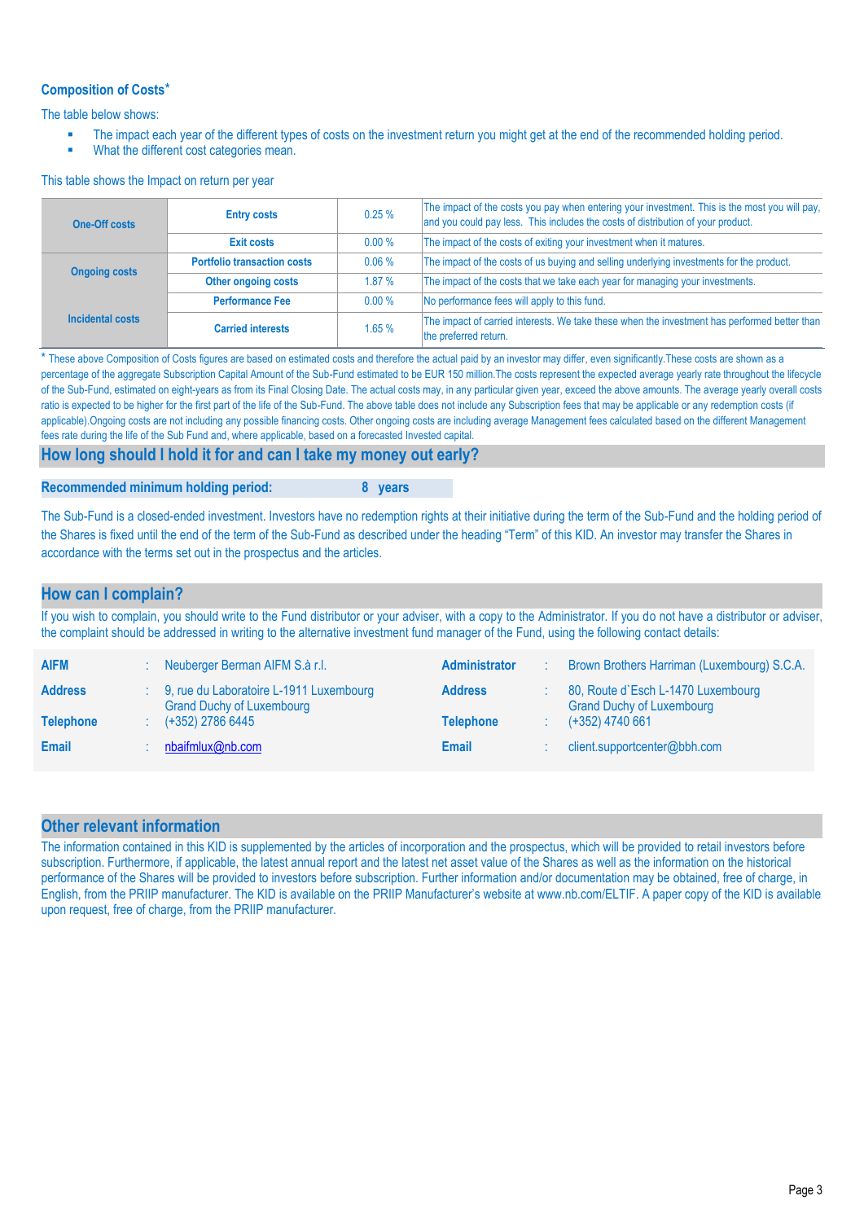### Composition of Costs*

The table below shows:

- The impact each year of the different types of costs on the investment return you might get at the end of the recommended holding period.
- What the different cost categories mean.

This table shows the Impact on return per year

| | | | |
|---|---|---|---|
| **One-Off costs** | **Entry costs** | 0.25 % | The impact of the costs you pay when entering your investment. This is the most you will pay, and you could pay less. This includes the costs of distribution of your product. |
| | **Exit costs** | 0.00 % | The impact of the costs of exiting your investment when it matures. |
| **Ongoing costs** | **Portfolio transaction costs** | 0.06 % | The impact of the costs of us buying and selling underlying investments for the product. |
| | **Other ongoing costs** | 1.87 % | The impact of the costs that we take each year for managing your investments. |
| **Incidental costs** | **Performance Fee** | 0.00 % | No performance fees will apply to this fund. |
| | **Carried interests** | 1.65 % | The impact of carried interests. We take these when the investment has performed better than the preferred return. |

* These above Composition of Costs figures are based on estimated costs and therefore the actual paid by an investor may differ, even significantly.These costs are shown as a percentage of the aggregate Subscription Capital Amount of the Sub-Fund estimated to be EUR 150 million.The costs represent the expected average yearly rate throughout the lifecycle of the Sub-Fund, estimated on eight-years as from its Final Closing Date. The actual costs may, in any particular given year, exceed the above amounts. The average yearly overall costs ratio is expected to be higher for the first part of the life of the Sub-Fund. The above table does not include any Subscription fees that may be applicable or any redemption costs (if applicable).Ongoing costs are not including any possible financing costs. Other ongoing costs are including average Management fees calculated based on the different Management fees rate during the life of the Sub Fund and, where applicable, based on a forecasted Invested capital.

## How long should I hold it for and can I take my money out early?

**Recommended minimum holding period:** **8 years**

The Sub-Fund is a closed-ended investment. Investors have no redemption rights at their initiative during the term of the Sub-Fund and the holding period of the Shares is fixed until the end of the term of the Sub-Fund as described under the heading “Term” of this KID. An investor may transfer the Shares in accordance with the terms set out in the prospectus and the articles.

## How can I complain?

If you wish to complain, you should write to the Fund distributor or your adviser, with a copy to the Administrator. If you do not have a distributor or adviser, the complaint should be addressed in writing to the alternative investment fund manager of the Fund, using the following contact details:

**AIFM** : Neuberger Berman AIFM S.à r.l.
**Address** : 9, rue du Laboratoire L-1911 Luxembourg Grand Duchy of Luxembourg
**Telephone** : (+352) 2786 6445
**Email** : nbaifmlux@nb.com

**Administrator** : Brown Brothers Harriman (Luxembourg) S.C.A.
**Address** : 80, Route d`Esch L-1470 Luxembourg Grand Duchy of Luxembourg
**Telephone** : (+352) 4740 661
**Email** : client.supportcenter@bbh.com

## Other relevant information

The information contained in this KID is supplemented by the articles of incorporation and the prospectus, which will be provided to retail investors before subscription. Furthermore, if applicable, the latest annual report and the latest net asset value of the Shares as well as the information on the historical performance of the Shares will be provided to investors before subscription. Further information and/or documentation may be obtained, free of charge, in English, from the PRIIP manufacturer. The KID is available on the PRIIP Manufacturer’s website at www.nb.com/ELTIF. A paper copy of the KID is available upon request, free of charge, from the PRIIP manufacturer.